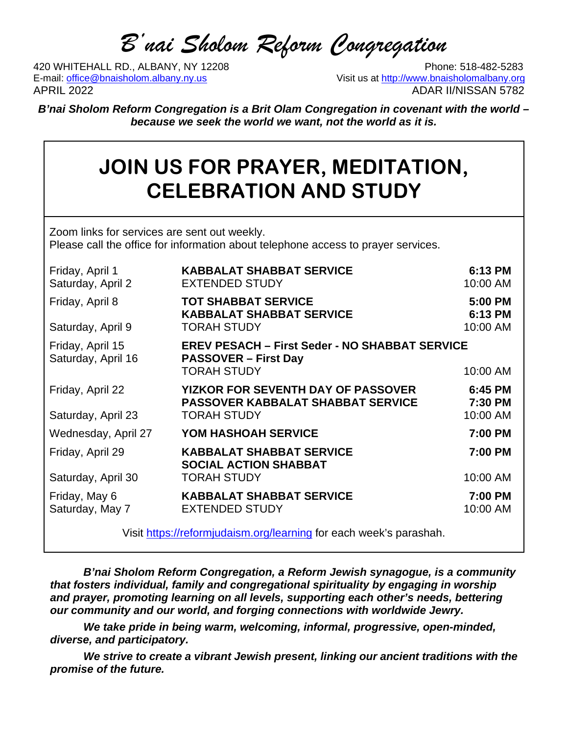# B'nai Sholom Reform Congregation

420 WHITEHALL RD., ALBANY, NY 12208
Phone: 518-482-5283
E-mail: office@bnaisholom.albany.ny.us
Visit us at http://www.bnaisholomalbany.org
APRIL 2022
ADAR II/NISSAN 5782

***B'nai Sholom Reform Congregation is a Brit Olam Congregation in covenant with the world – because we seek the world we want, not the world as it is.***

## JOIN US FOR PRAYER, MEDITATION, CELEBRATION AND STUDY

Zoom links for services are sent out weekly.
Please call the office for information about telephone access to prayer services.

| | | |
|---|---|---|
| Friday, April 1 | **KABBALAT SHABBAT SERVICE** | **6:13 PM** |
| Saturday, April 2 | EXTENDED STUDY | 10:00 AM |
| Friday, April 8 | **TOT SHABBAT SERVICE** | **5:00 PM** |
| | **KABBALAT SHABBAT SERVICE** | **6:13 PM** |
| Saturday, April 9 | TORAH STUDY | 10:00 AM |
| Friday, April 15 | **EREV PESACH – First Seder - NO SHABBAT SERVICE** | |
| Saturday, April 16 | **PASSOVER – First Day** | |
| | TORAH STUDY | 10:00 AM |
| Friday, April 22 | **YIZKOR FOR SEVENTH DAY OF PASSOVER** | **6:45 PM** |
| | **PASSOVER KABBALAT SHABBAT SERVICE** | **7:30 PM** |
| Saturday, April 23 | TORAH STUDY | 10:00 AM |
| Wednesday, April 27 | **YOM HASHOAH SERVICE** | **7:00 PM** |
| Friday, April 29 | **KABBALAT SHABBAT SERVICE** | **7:00 PM** |
| | **SOCIAL ACTION SHABBAT** | |
| Saturday, April 30 | TORAH STUDY | 10:00 AM |
| Friday, May 6 | **KABBALAT SHABBAT SERVICE** | **7:00 PM** |
| Saturday, May 7 | EXTENDED STUDY | 10:00 AM |

Visit https://reformjudaism.org/learning for each week's parashah.

***B'nai Sholom Reform Congregation, a Reform Jewish synagogue, is a community that fosters individual, family and congregational spirituality by engaging in worship and prayer, promoting learning on all levels, supporting each other's needs, bettering our community and our world, and forging connections with worldwide Jewry.***

***We take pride in being warm, welcoming, informal, progressive, open-minded, diverse, and participatory.***

***We strive to create a vibrant Jewish present, linking our ancient traditions with the promise of the future.***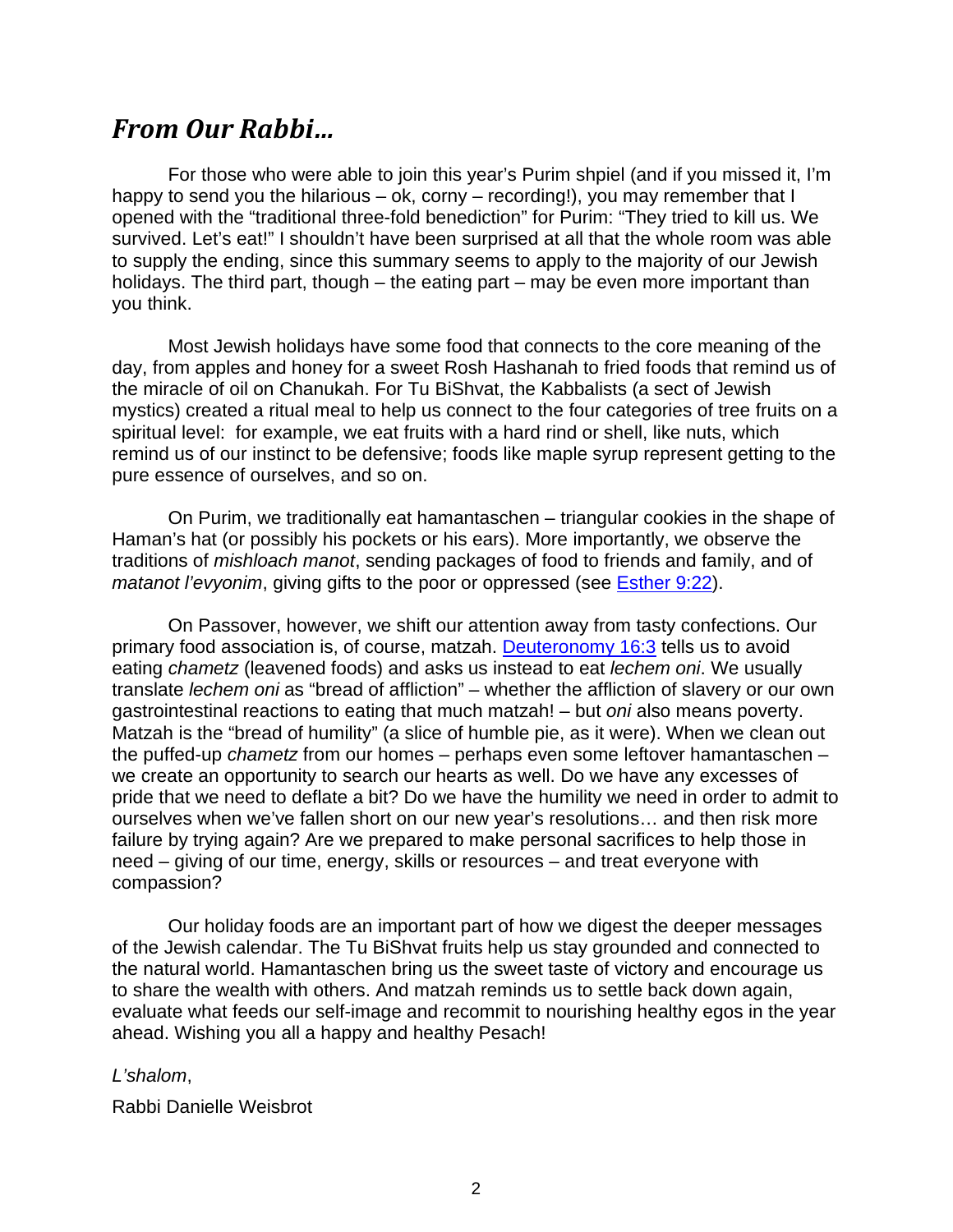## *From Our Rabbi…*

For those who were able to join this year's Purim shpiel (and if you missed it, I'm happy to send you the hilarious – ok, corny – recording!), you may remember that I opened with the "traditional three-fold benediction" for Purim: "They tried to kill us. We survived. Let's eat!" I shouldn't have been surprised at all that the whole room was able to supply the ending, since this summary seems to apply to the majority of our Jewish holidays. The third part, though – the eating part – may be even more important than you think.

Most Jewish holidays have some food that connects to the core meaning of the day, from apples and honey for a sweet Rosh Hashanah to fried foods that remind us of the miracle of oil on Chanukah. For Tu BiShvat, the Kabbalists (a sect of Jewish mystics) created a ritual meal to help us connect to the four categories of tree fruits on a spiritual level: for example, we eat fruits with a hard rind or shell, like nuts, which remind us of our instinct to be defensive; foods like maple syrup represent getting to the pure essence of ourselves, and so on.

On Purim, we traditionally eat hamantaschen – triangular cookies in the shape of Haman's hat (or possibly his pockets or his ears). More importantly, we observe the traditions of *mishloach manot*, sending packages of food to friends and family, and of *matanot l'evyonim*, giving gifts to the poor or oppressed (see Esther 9:22).

On Passover, however, we shift our attention away from tasty confections. Our primary food association is, of course, matzah. Deuteronomy 16:3 tells us to avoid eating *chametz* (leavened foods) and asks us instead to eat *lechem oni*. We usually translate *lechem oni* as "bread of affliction" – whether the affliction of slavery or our own gastrointestinal reactions to eating that much matzah! – but *oni* also means poverty. Matzah is the "bread of humility" (a slice of humble pie, as it were). When we clean out the puffed-up *chametz* from our homes – perhaps even some leftover hamantaschen – we create an opportunity to search our hearts as well. Do we have any excesses of pride that we need to deflate a bit? Do we have the humility we need in order to admit to ourselves when we've fallen short on our new year's resolutions… and then risk more failure by trying again? Are we prepared to make personal sacrifices to help those in need – giving of our time, energy, skills or resources – and treat everyone with compassion?

Our holiday foods are an important part of how we digest the deeper messages of the Jewish calendar. The Tu BiShvat fruits help us stay grounded and connected to the natural world. Hamantaschen bring us the sweet taste of victory and encourage us to share the wealth with others. And matzah reminds us to settle back down again, evaluate what feeds our self-image and recommit to nourishing healthy egos in the year ahead. Wishing you all a happy and healthy Pesach!

*L'shalom*,

Rabbi Danielle Weisbrot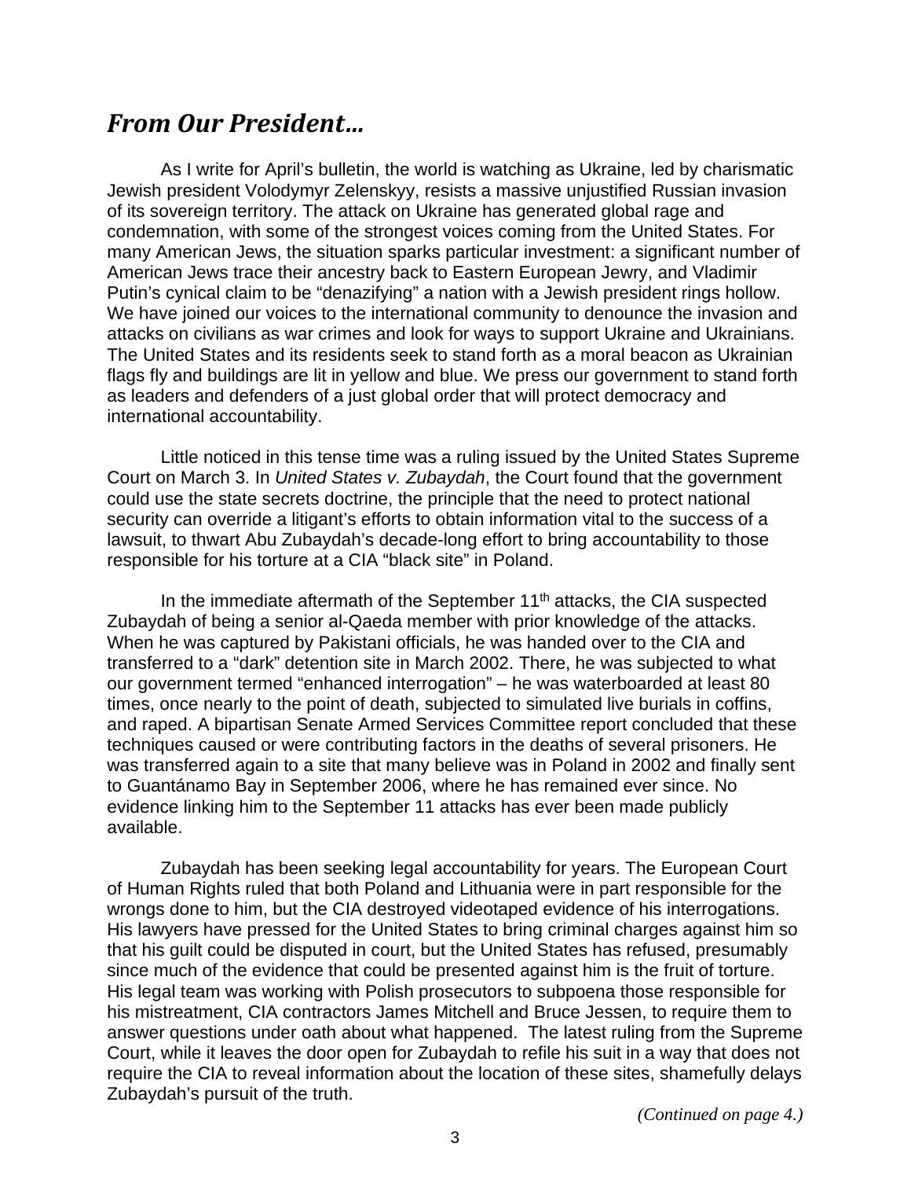## *From Our President…*

As I write for April's bulletin, the world is watching as Ukraine, led by charismatic Jewish president Volodymyr Zelenskyy, resists a massive unjustified Russian invasion of its sovereign territory. The attack on Ukraine has generated global rage and condemnation, with some of the strongest voices coming from the United States. For many American Jews, the situation sparks particular investment: a significant number of American Jews trace their ancestry back to Eastern European Jewry, and Vladimir Putin's cynical claim to be "denazifying" a nation with a Jewish president rings hollow. We have joined our voices to the international community to denounce the invasion and attacks on civilians as war crimes and look for ways to support Ukraine and Ukrainians. The United States and its residents seek to stand forth as a moral beacon as Ukrainian flags fly and buildings are lit in yellow and blue. We press our government to stand forth as leaders and defenders of a just global order that will protect democracy and international accountability.

Little noticed in this tense time was a ruling issued by the United States Supreme Court on March 3. In *United States v. Zubaydah*, the Court found that the government could use the state secrets doctrine, the principle that the need to protect national security can override a litigant's efforts to obtain information vital to the success of a lawsuit, to thwart Abu Zubaydah's decade-long effort to bring accountability to those responsible for his torture at a CIA "black site" in Poland.

In the immediate aftermath of the September 11th attacks, the CIA suspected Zubaydah of being a senior al-Qaeda member with prior knowledge of the attacks. When he was captured by Pakistani officials, he was handed over to the CIA and transferred to a "dark" detention site in March 2002. There, he was subjected to what our government termed "enhanced interrogation" – he was waterboarded at least 80 times, once nearly to the point of death, subjected to simulated live burials in coffins, and raped. A bipartisan Senate Armed Services Committee report concluded that these techniques caused or were contributing factors in the deaths of several prisoners. He was transferred again to a site that many believe was in Poland in 2002 and finally sent to Guantánamo Bay in September 2006, where he has remained ever since. No evidence linking him to the September 11 attacks has ever been made publicly available.

Zubaydah has been seeking legal accountability for years. The European Court of Human Rights ruled that both Poland and Lithuania were in part responsible for the wrongs done to him, but the CIA destroyed videotaped evidence of his interrogations. His lawyers have pressed for the United States to bring criminal charges against him so that his guilt could be disputed in court, but the United States has refused, presumably since much of the evidence that could be presented against him is the fruit of torture. His legal team was working with Polish prosecutors to subpoena those responsible for his mistreatment, CIA contractors James Mitchell and Bruce Jessen, to require them to answer questions under oath about what happened. The latest ruling from the Supreme Court, while it leaves the door open for Zubaydah to refile his suit in a way that does not require the CIA to reveal information about the location of these sites, shamefully delays Zubaydah's pursuit of the truth.

*(Continued on page 4.)*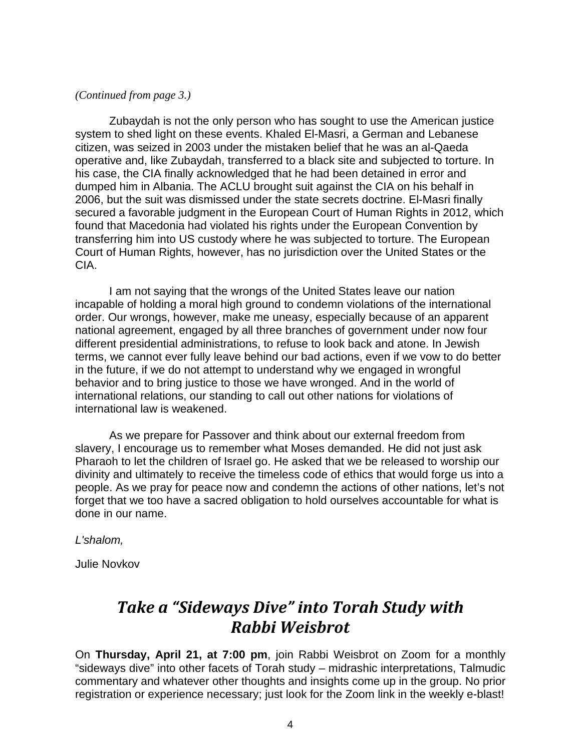*(Continued from page 3.)*

Zubaydah is not the only person who has sought to use the American justice system to shed light on these events. Khaled El-Masri, a German and Lebanese citizen, was seized in 2003 under the mistaken belief that he was an al-Qaeda operative and, like Zubaydah, transferred to a black site and subjected to torture. In his case, the CIA finally acknowledged that he had been detained in error and dumped him in Albania. The ACLU brought suit against the CIA on his behalf in 2006, but the suit was dismissed under the state secrets doctrine. El-Masri finally secured a favorable judgment in the European Court of Human Rights in 2012, which found that Macedonia had violated his rights under the European Convention by transferring him into US custody where he was subjected to torture. The European Court of Human Rights, however, has no jurisdiction over the United States or the CIA.

I am not saying that the wrongs of the United States leave our nation incapable of holding a moral high ground to condemn violations of the international order. Our wrongs, however, make me uneasy, especially because of an apparent national agreement, engaged by all three branches of government under now four different presidential administrations, to refuse to look back and atone. In Jewish terms, we cannot ever fully leave behind our bad actions, even if we vow to do better in the future, if we do not attempt to understand why we engaged in wrongful behavior and to bring justice to those we have wronged. And in the world of international relations, our standing to call out other nations for violations of international law is weakened.

As we prepare for Passover and think about our external freedom from slavery, I encourage us to remember what Moses demanded. He did not just ask Pharaoh to let the children of Israel go. He asked that we be released to worship our divinity and ultimately to receive the timeless code of ethics that would forge us into a people. As we pray for peace now and condemn the actions of other nations, let's not forget that we too have a sacred obligation to hold ourselves accountable for what is done in our name.

*L'shalom,*

Julie Novkov

## *Take a "Sideways Dive" into Torah Study with Rabbi Weisbrot*

On **Thursday, April 21, at 7:00 pm**, join Rabbi Weisbrot on Zoom for a monthly "sideways dive" into other facets of Torah study – midrashic interpretations, Talmudic commentary and whatever other thoughts and insights come up in the group. No prior registration or experience necessary; just look for the Zoom link in the weekly e-blast!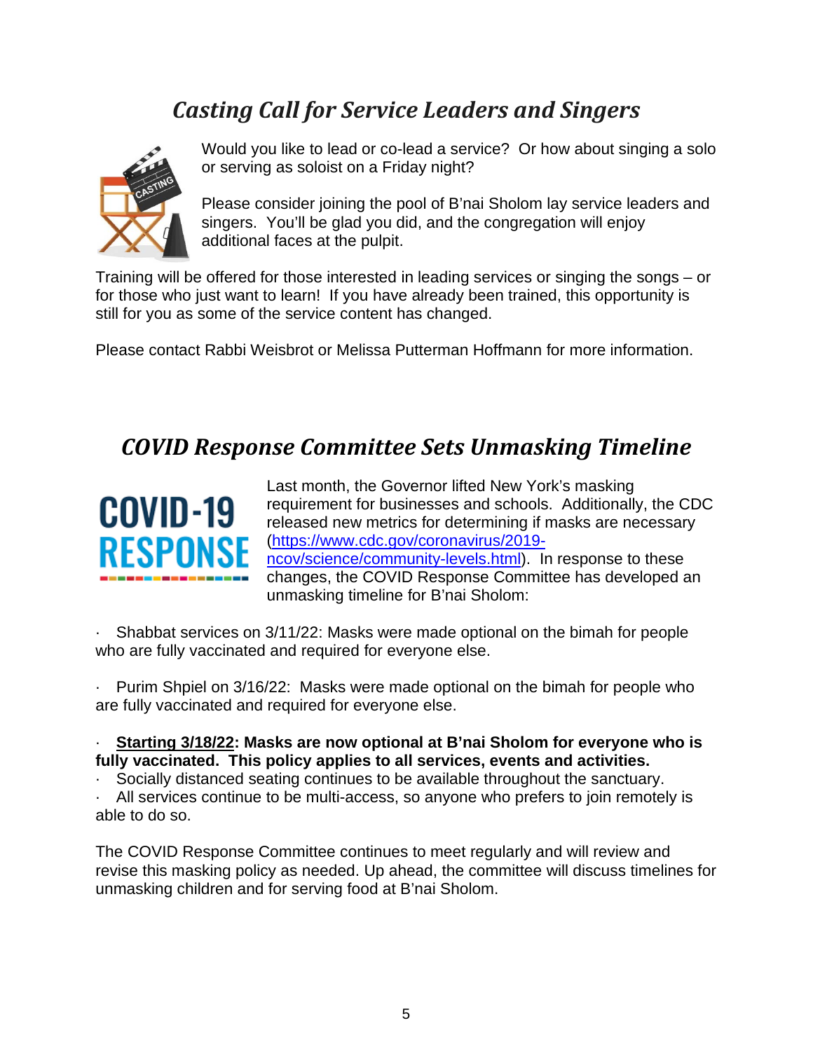## *Casting Call for Service Leaders and Singers*

Would you like to lead or co-lead a service? Or how about singing a solo or serving as soloist on a Friday night?

Please consider joining the pool of B'nai Sholom lay service leaders and singers. You'll be glad you did, and the congregation will enjoy additional faces at the pulpit.

Training will be offered for those interested in leading services or singing the songs – or for those who just want to learn! If you have already been trained, this opportunity is still for you as some of the service content has changed.

Please contact Rabbi Weisbrot or Melissa Putterman Hoffmann for more information.

## *COVID Response Committee Sets Unmasking Timeline*

Last month, the Governor lifted New York's masking requirement for businesses and schools. Additionally, the CDC released new metrics for determining if masks are necessary (https://www.cdc.gov/coronavirus/2019-ncov/science/community-levels.html). In response to these changes, the COVID Response Committee has developed an unmasking timeline for B'nai Sholom:

- Shabbat services on 3/11/22: Masks were made optional on the bimah for people who are fully vaccinated and required for everyone else.

- Purim Shpiel on 3/16/22: Masks were made optional on the bimah for people who are fully vaccinated and required for everyone else.

- **Starting 3/18/22: Masks are now optional at B'nai Sholom for everyone who is fully vaccinated. This policy applies to all services, events and activities.**
- Socially distanced seating continues to be available throughout the sanctuary.
- All services continue to be multi-access, so anyone who prefers to join remotely is able to do so.

The COVID Response Committee continues to meet regularly and will review and revise this masking policy as needed. Up ahead, the committee will discuss timelines for unmasking children and for serving food at B'nai Sholom.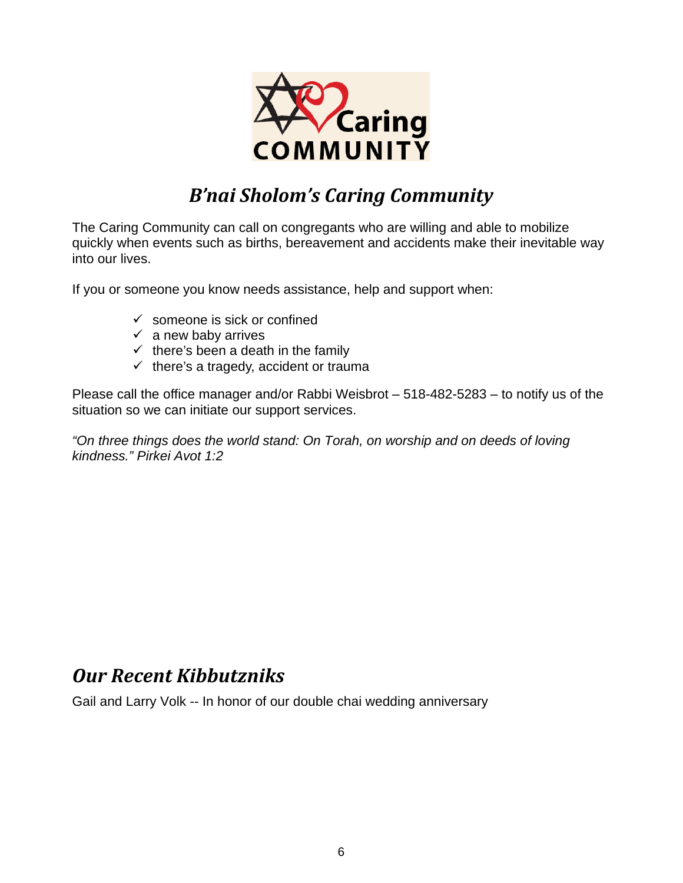Caring COMMUNITY

## *B'nai Sholom's Caring Community*

The Caring Community can call on congregants who are willing and able to mobilize quickly when events such as births, bereavement and accidents make their inevitable way into our lives.

If you or someone you know needs assistance, help and support when:

- ✓ someone is sick or confined
- ✓ a new baby arrives
- ✓ there's been a death in the family
- ✓ there's a tragedy, accident or trauma

Please call the office manager and/or Rabbi Weisbrot – 518-482-5283 – to notify us of the situation so we can initiate our support services.

*"On three things does the world stand: On Torah, on worship and on deeds of loving kindness." Pirkei Avot 1:2*

## *Our Recent Kibbutzniks*

Gail and Larry Volk -- In honor of our double chai wedding anniversary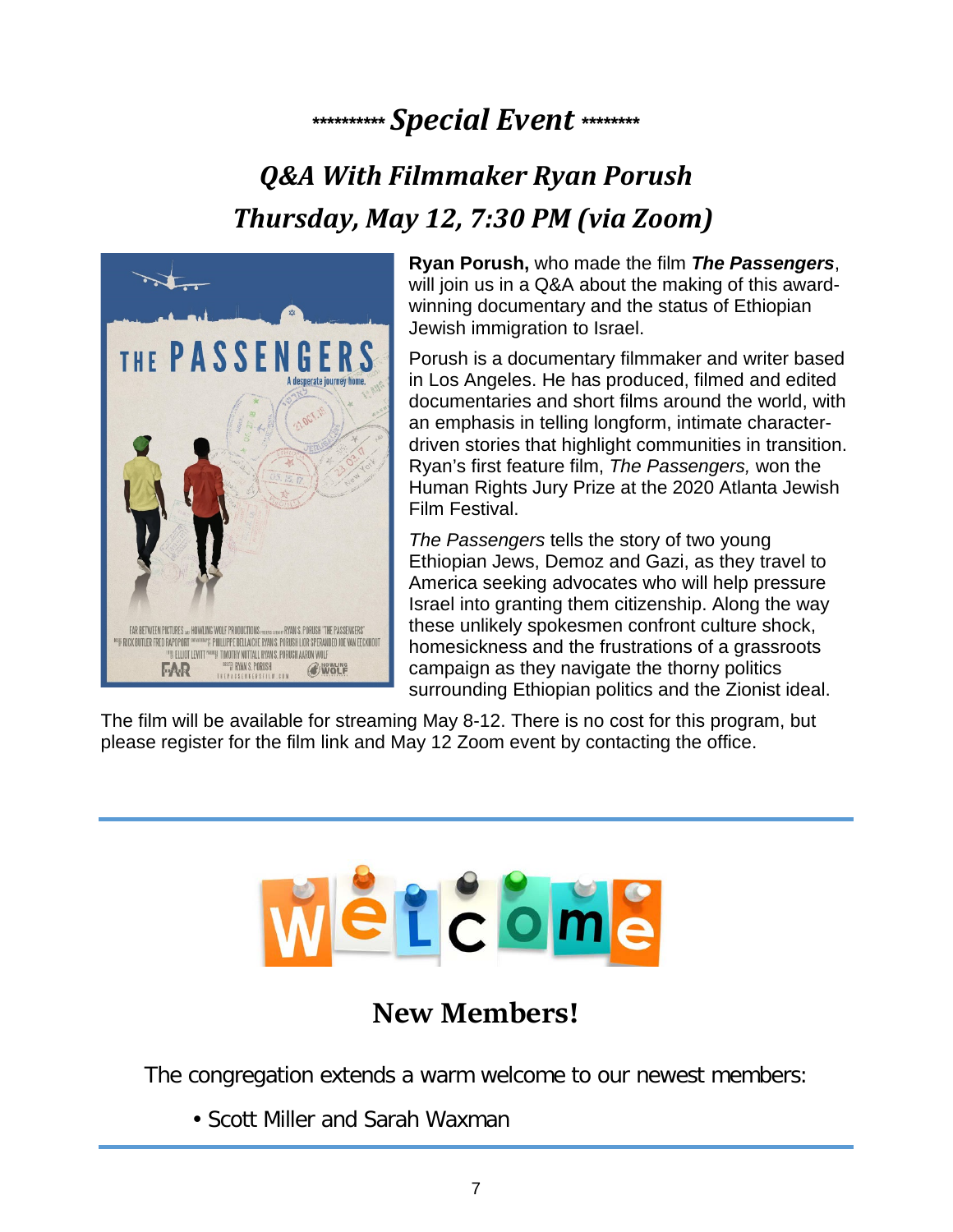## ********** *Special Event* ********

## *Q&A With Filmmaker Ryan Porush*
## *Thursday, May 12, 7:30 PM (via Zoom)*

**Ryan Porush,** who made the film ***The Passengers***, will join us in a Q&A about the making of this award-winning documentary and the status of Ethiopian Jewish immigration to Israel.

Porush is a documentary filmmaker and writer based in Los Angeles. He has produced, filmed and edited documentaries and short films around the world, with an emphasis in telling longform, intimate character-driven stories that highlight communities in transition. Ryan's first feature film, *The Passengers,* won the Human Rights Jury Prize at the 2020 Atlanta Jewish Film Festival.

*The Passengers* tells the story of two young Ethiopian Jews, Demoz and Gazi, as they travel to America seeking advocates who will help pressure Israel into granting them citizenship. Along the way these unlikely spokesmen confront culture shock, homesickness and the frustrations of a grassroots campaign as they navigate the thorny politics surrounding Ethiopian politics and the Zionist ideal.

The film will be available for streaming May 8-12. There is no cost for this program, but please register for the film link and May 12 Zoom event by contacting the office.

---

Welcome

## New Members!

The congregation extends a warm welcome to our newest members:

- Scott Miller and Sarah Waxman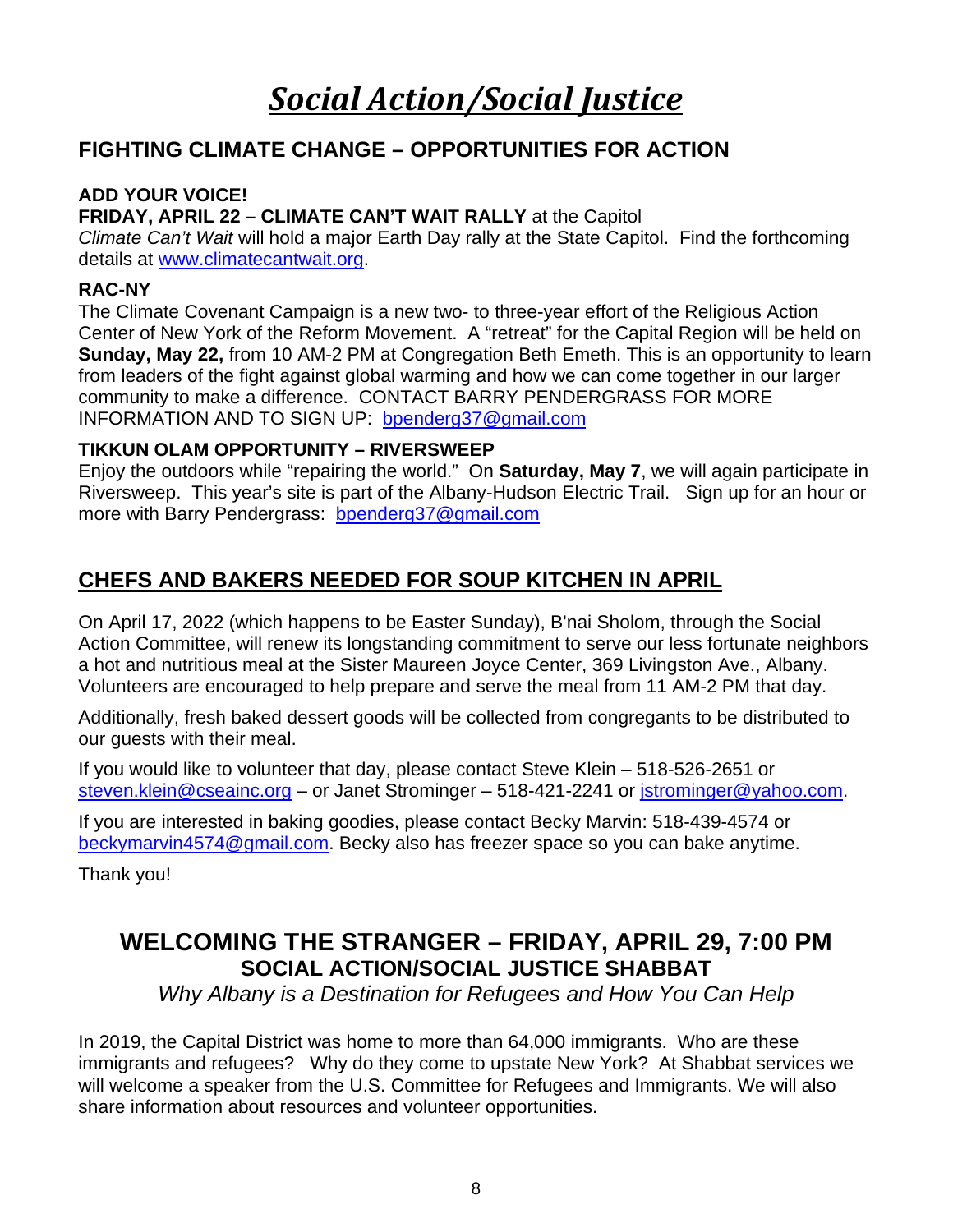# *Social Action/Social Justice*

## FIGHTING CLIMATE CHANGE – OPPORTUNITIES FOR ACTION

**ADD YOUR VOICE!**

**FRIDAY, APRIL 22 – CLIMATE CAN'T WAIT RALLY** at the Capitol

*Climate Can't Wait* will hold a major Earth Day rally at the State Capitol. Find the forthcoming details at www.climatecantwait.org.

**RAC-NY**

The Climate Covenant Campaign is a new two- to three-year effort of the Religious Action Center of New York of the Reform Movement. A "retreat" for the Capital Region will be held on **Sunday, May 22,** from 10 AM-2 PM at Congregation Beth Emeth. This is an opportunity to learn from leaders of the fight against global warming and how we can come together in our larger community to make a difference. CONTACT BARRY PENDERGRASS FOR MORE INFORMATION AND TO SIGN UP: bpenderg37@gmail.com

**TIKKUN OLAM OPPORTUNITY – RIVERSWEEP**

Enjoy the outdoors while "repairing the world." On **Saturday, May 7**, we will again participate in Riversweep. This year's site is part of the Albany-Hudson Electric Trail. Sign up for an hour or more with Barry Pendergrass: bpenderg37@gmail.com

## CHEFS AND BAKERS NEEDED FOR SOUP KITCHEN IN APRIL

On April 17, 2022 (which happens to be Easter Sunday), B'nai Sholom, through the Social Action Committee, will renew its longstanding commitment to serve our less fortunate neighbors a hot and nutritious meal at the Sister Maureen Joyce Center, 369 Livingston Ave., Albany. Volunteers are encouraged to help prepare and serve the meal from 11 AM-2 PM that day.

Additionally, fresh baked dessert goods will be collected from congregants to be distributed to our guests with their meal.

If you would like to volunteer that day, please contact Steve Klein – 518-526-2651 or steven.klein@cseainc.org – or Janet Strominger – 518-421-2241 or jstrominger@yahoo.com.

If you are interested in baking goodies, please contact Becky Marvin: 518-439-4574 or beckymarvin4574@gmail.com. Becky also has freezer space so you can bake anytime.

Thank you!

## WELCOMING THE STRANGER – FRIDAY, APRIL 29, 7:00 PM

### SOCIAL ACTION/SOCIAL JUSTICE SHABBAT

*Why Albany is a Destination for Refugees and How You Can Help*

In 2019, the Capital District was home to more than 64,000 immigrants. Who are these immigrants and refugees? Why do they come to upstate New York? At Shabbat services we will welcome a speaker from the U.S. Committee for Refugees and Immigrants. We will also share information about resources and volunteer opportunities.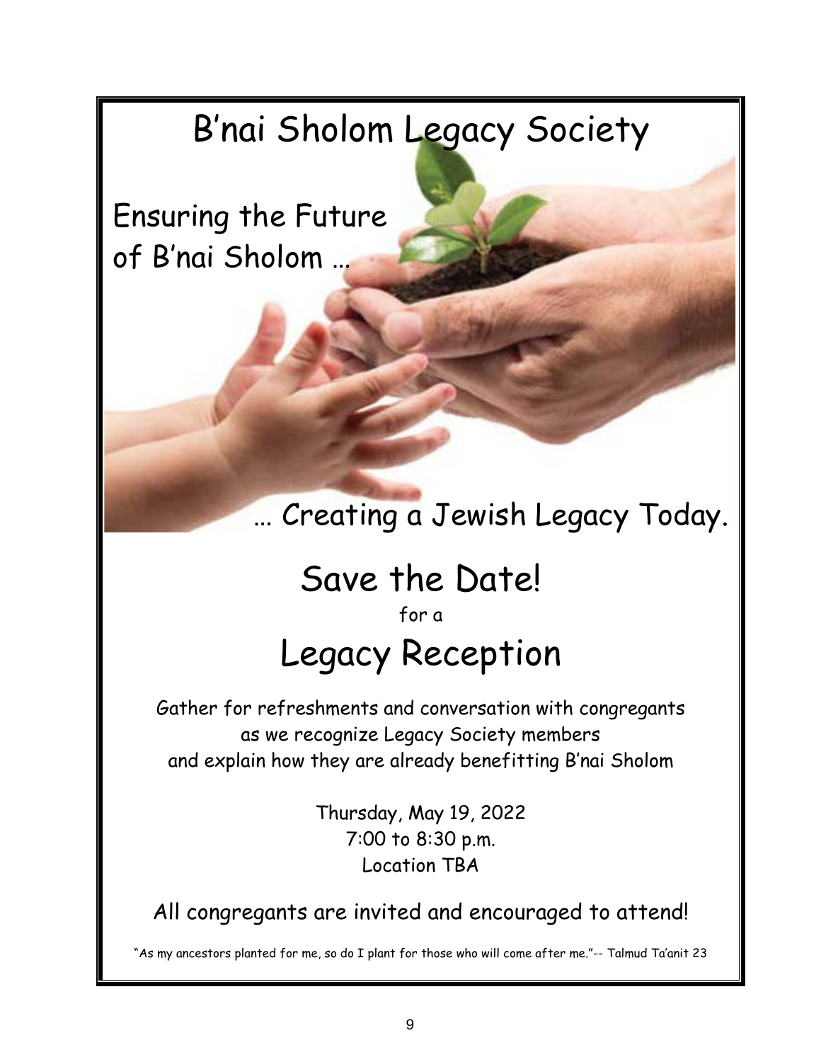# B'nai Sholom Legacy Society

Ensuring the Future of B'nai Sholom …

… Creating a Jewish Legacy Today.

## Save the Date!

for a

## Legacy Reception

Gather for refreshments and conversation with congregants as we recognize Legacy Society members and explain how they are already benefitting B'nai Sholom

Thursday, May 19, 2022
7:00 to 8:30 p.m.
Location TBA

All congregants are invited and encouraged to attend!

"As my ancestors planted for me, so do I plant for those who will come after me."-- Talmud Ta'anit 23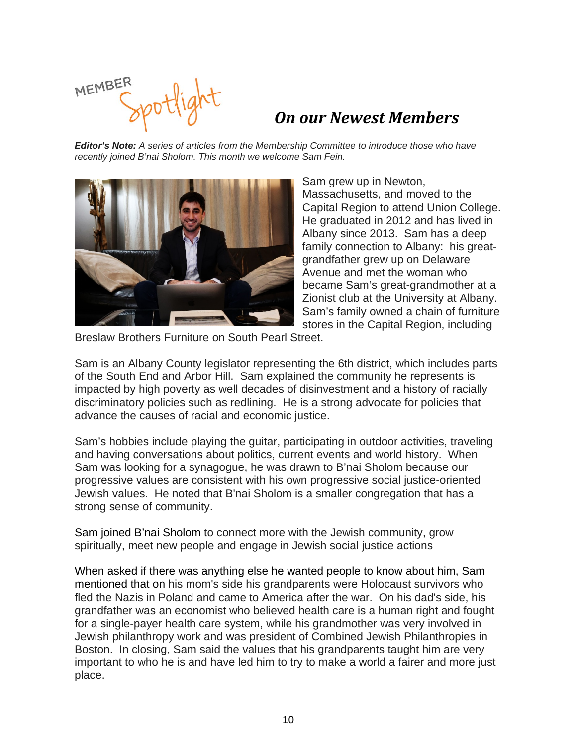MEMBER Spotlight

## *On our Newest Members*

***Editor's Note:*** *A series of articles from the Membership Committee to introduce those who have recently joined B'nai Sholom. This month we welcome Sam Fein.*

Sam grew up in Newton, Massachusetts, and moved to the Capital Region to attend Union College. He graduated in 2012 and has lived in Albany since 2013. Sam has a deep family connection to Albany: his great-grandfather grew up on Delaware Avenue and met the woman who became Sam's great-grandmother at a Zionist club at the University at Albany. Sam's family owned a chain of furniture stores in the Capital Region, including Breslaw Brothers Furniture on South Pearl Street.

Sam is an Albany County legislator representing the 6th district, which includes parts of the South End and Arbor Hill. Sam explained the community he represents is impacted by high poverty as well decades of disinvestment and a history of racially discriminatory policies such as redlining. He is a strong advocate for policies that advance the causes of racial and economic justice.

Sam's hobbies include playing the guitar, participating in outdoor activities, traveling and having conversations about politics, current events and world history. When Sam was looking for a synagogue, he was drawn to B'nai Sholom because our progressive values are consistent with his own progressive social justice-oriented Jewish values. He noted that B'nai Sholom is a smaller congregation that has a strong sense of community.

Sam joined B'nai Sholom to connect more with the Jewish community, grow spiritually, meet new people and engage in Jewish social justice actions

When asked if there was anything else he wanted people to know about him, Sam mentioned that on his mom's side his grandparents were Holocaust survivors who fled the Nazis in Poland and came to America after the war. On his dad's side, his grandfather was an economist who believed health care is a human right and fought for a single-payer health care system, while his grandmother was very involved in Jewish philanthropy work and was president of Combined Jewish Philanthropies in Boston. In closing, Sam said the values that his grandparents taught him are very important to who he is and have led him to try to make a world a fairer and more just place.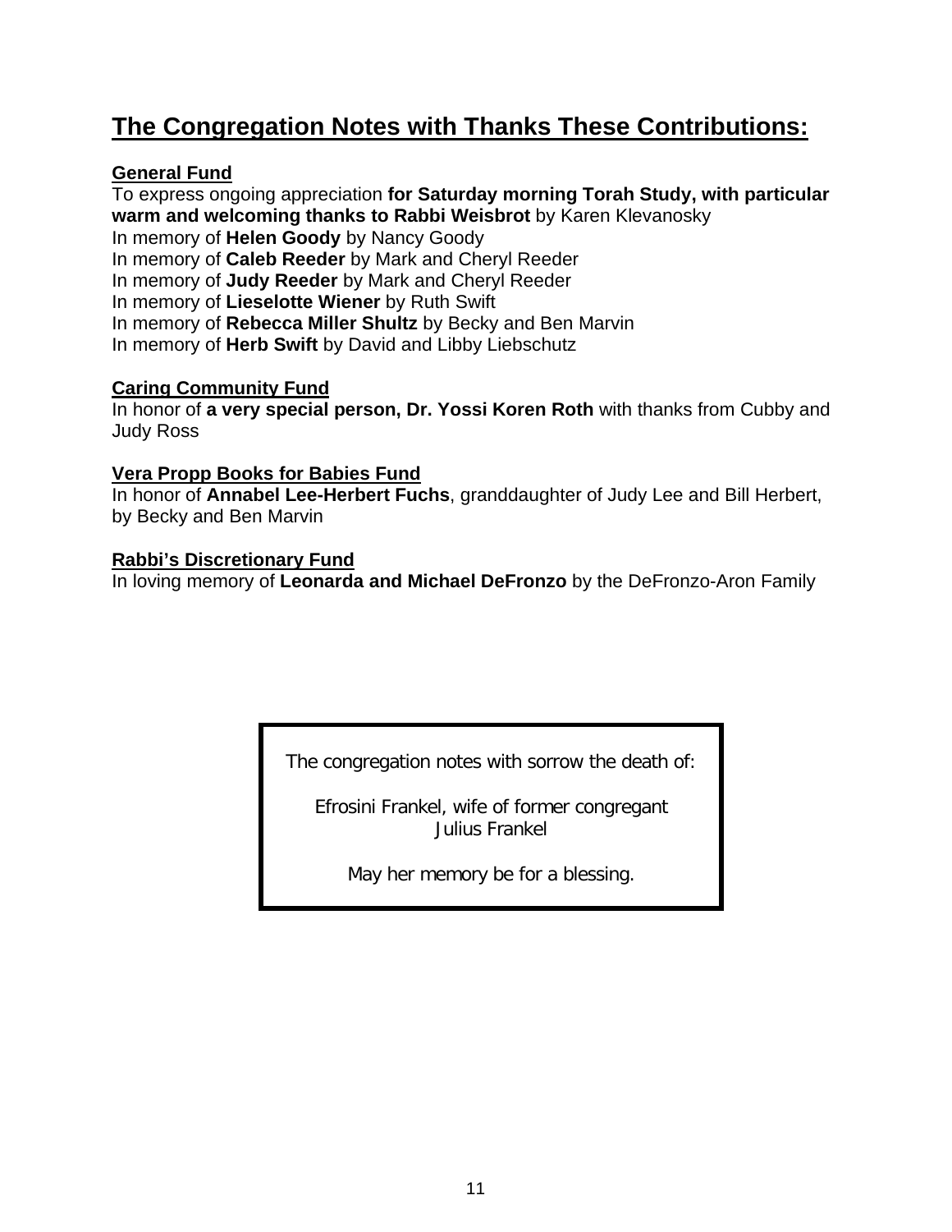# The Congregation Notes with Thanks These Contributions:

**General Fund**

To express ongoing appreciation **for Saturday morning Torah Study, with particular warm and welcoming thanks to Rabbi Weisbrot** by Karen Klevanosky
In memory of **Helen Goody** by Nancy Goody
In memory of **Caleb Reeder** by Mark and Cheryl Reeder
In memory of **Judy Reeder** by Mark and Cheryl Reeder
In memory of **Lieselotte Wiener** by Ruth Swift
In memory of **Rebecca Miller Shultz** by Becky and Ben Marvin
In memory of **Herb Swift** by David and Libby Liebschutz

**Caring Community Fund**

In honor of **a very special person, Dr. Yossi Koren Roth** with thanks from Cubby and Judy Ross

**Vera Propp Books for Babies Fund**

In honor of **Annabel Lee-Herbert Fuchs**, granddaughter of Judy Lee and Bill Herbert, by Becky and Ben Marvin

**Rabbi's Discretionary Fund**

In loving memory of **Leonarda and Michael DeFronzo** by the DeFronzo-Aron Family

The congregation notes with sorrow the death of:

Efrosini Frankel, wife of former congregant Julius Frankel

May her memory be for a blessing.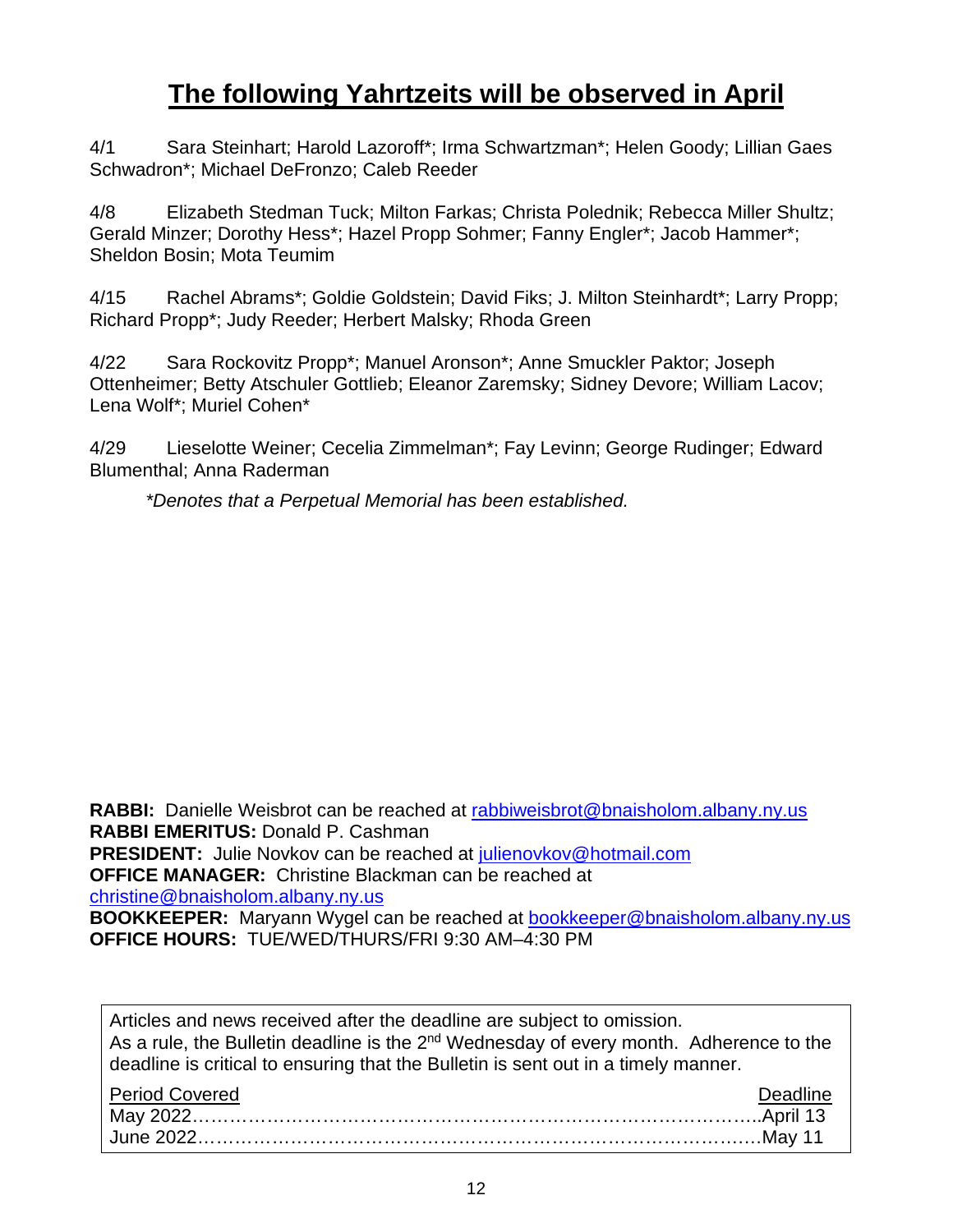# The following Yahrtzeits will be observed in April

4/1 Sara Steinhart; Harold Lazoroff*; Irma Schwartzman*; Helen Goody; Lillian Gaes Schwadron*; Michael DeFronzo; Caleb Reeder

4/8 Elizabeth Stedman Tuck; Milton Farkas; Christa Polednik; Rebecca Miller Shultz; Gerald Minzer; Dorothy Hess*; Hazel Propp Sohmer; Fanny Engler*; Jacob Hammer*; Sheldon Bosin; Mota Teumim

4/15 Rachel Abrams*; Goldie Goldstein; David Fiks; J. Milton Steinhardt*; Larry Propp; Richard Propp*; Judy Reeder; Herbert Malsky; Rhoda Green

4/22 Sara Rockovitz Propp*; Manuel Aronson*; Anne Smuckler Paktor; Joseph Ottenheimer; Betty Atschuler Gottlieb; Eleanor Zaremsky; Sidney Devore; William Lacov; Lena Wolf*; Muriel Cohen*

4/29 Lieselotte Weiner; Cecelia Zimmelman*; Fay Levinn; George Rudinger; Edward Blumenthal; Anna Raderman

*\*Denotes that a Perpetual Memorial has been established.*

**RABBI:** Danielle Weisbrot can be reached at rabbiweisbrot@bnaisholom.albany.ny.us
**RABBI EMERITUS:** Donald P. Cashman
**PRESIDENT:** Julie Novkov can be reached at julienovkov@hotmail.com
**OFFICE MANAGER:** Christine Blackman can be reached at christine@bnaisholom.albany.ny.us
**BOOKKEEPER:** Maryann Wygel can be reached at bookkeeper@bnaisholom.albany.ny.us
**OFFICE HOURS:** TUE/WED/THURS/FRI 9:30 AM–4:30 PM

Articles and news received after the deadline are subject to omission.
As a rule, the Bulletin deadline is the 2nd Wednesday of every month. Adherence to the deadline is critical to ensuring that the Bulletin is sent out in a timely manner.

| Period Covered | Deadline |
|---|---|
| May 2022 | April 13 |
| June 2022 | May 11 |